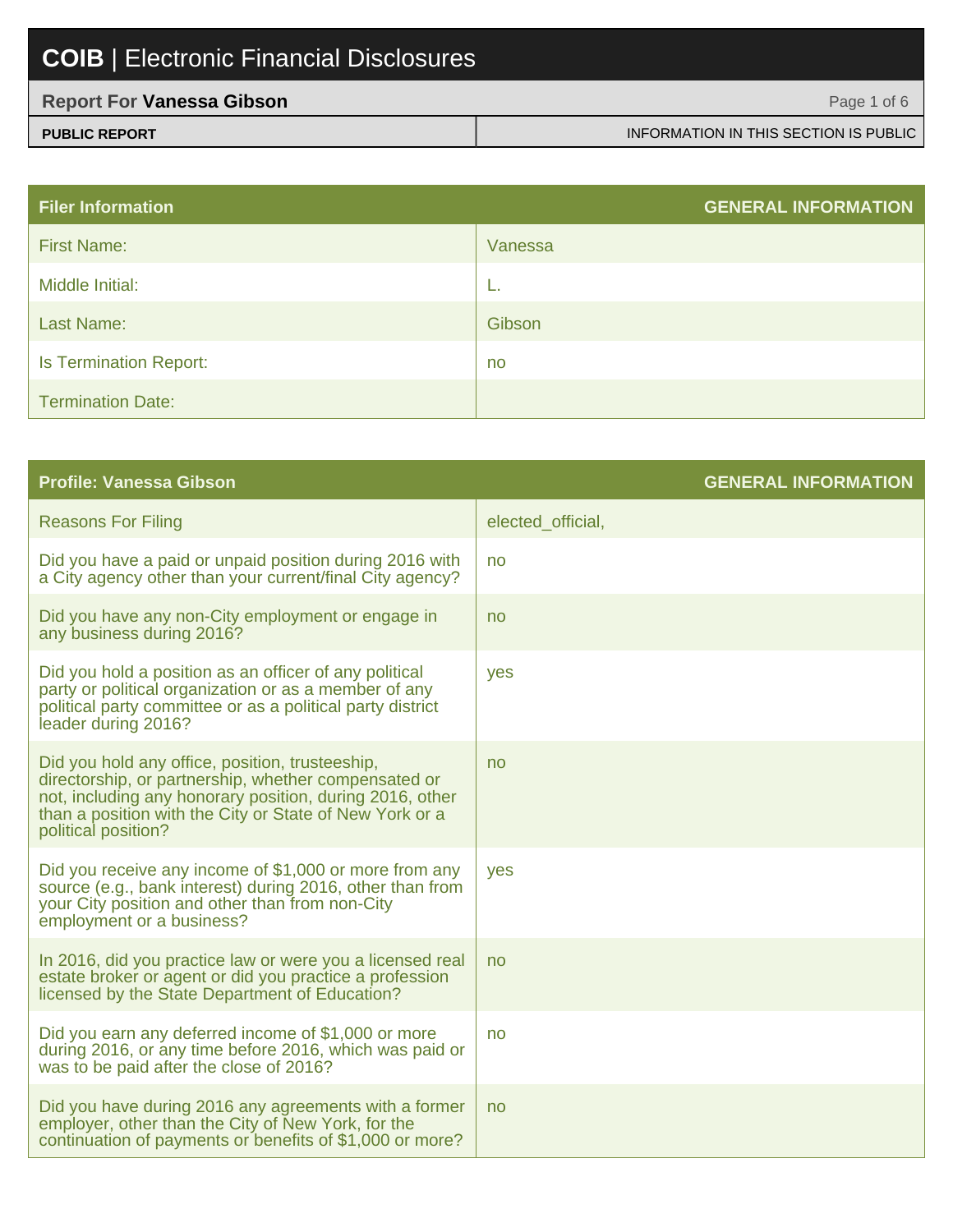# COIB | Electronic Financial Disclosures

**Report For Vanessa Gibson**

**PUBLIC REPORT** | INFORMATION IN THIS SECTION IS PUBLIC

| Filer Information | GENERAL INFORMATION |
|---|---|
| First Name: | Vanessa |
| Middle Initial: | L. |
| Last Name: | Gibson |
| Is Termination Report: | no |
| Termination Date: | |

| Profile: Vanessa Gibson | GENERAL INFORMATION |
|---|---|
| Reasons For Filing | elected_official, |
| Did you have a paid or unpaid position during 2016 with a City agency other than your current/final City agency? | no |
| Did you have any non-City employment or engage in any business during 2016? | no |
| Did you hold a position as an officer of any political party or political organization or as a member of any political party committee or as a political party district leader during 2016? | yes |
| Did you hold any office, position, trusteeship, directorship, or partnership, whether compensated or not, including any honorary position, during 2016, other than a position with the City or State of New York or a political position? | no |
| Did you receive any income of $1,000 or more from any source (e.g., bank interest) during 2016, other than from your City position and other than from non-City employment or a business? | yes |
| In 2016, did you practice law or were you a licensed real estate broker or agent or did you practice a profession licensed by the State Department of Education? | no |
| Did you earn any deferred income of $1,000 or more during 2016, or any time before 2016, which was paid or was to be paid after the close of 2016? | no |
| Did you have during 2016 any agreements with a former employer, other than the City of New York, for the continuation of payments or benefits of $1,000 or more? | no |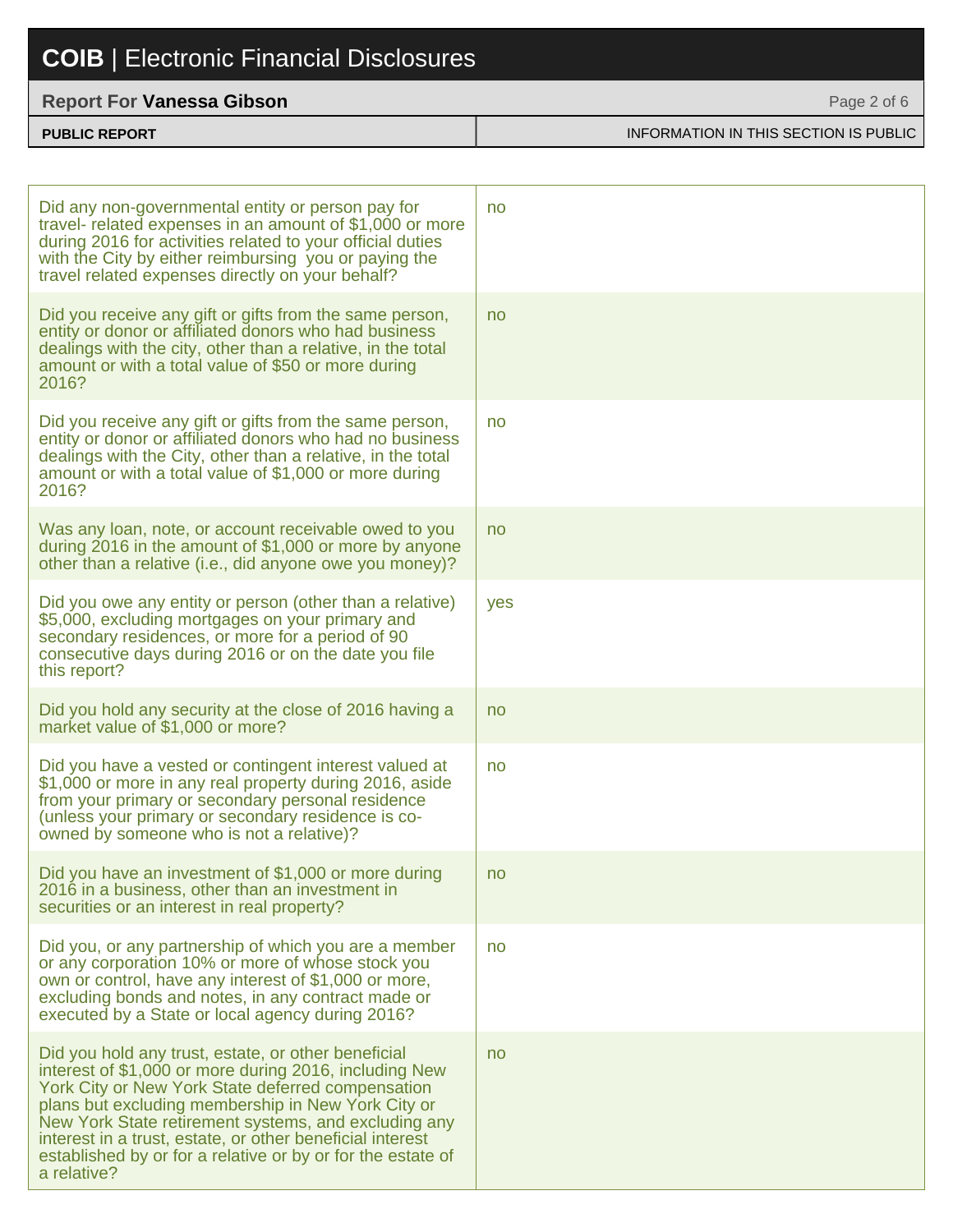| | |
|---|---|
| Did any non-governmental entity or person pay for travel- related expenses in an amount of $1,000 or more during 2016 for activities related to your official duties with the City by either reimbursing you or paying the travel related expenses directly on your behalf? | no |
| Did you receive any gift or gifts from the same person, entity or donor or affiliated donors who had business dealings with the city, other than a relative, in the total amount or with a total value of $50 or more during 2016? | no |
| Did you receive any gift or gifts from the same person, entity or donor or affiliated donors who had no business dealings with the City, other than a relative, in the total amount or with a total value of $1,000 or more during 2016? | no |
| Was any loan, note, or account receivable owed to you during 2016 in the amount of $1,000 or more by anyone other than a relative (i.e., did anyone owe you money)? | no |
| Did you owe any entity or person (other than a relative) $5,000, excluding mortgages on your primary and secondary residences, or more for a period of 90 consecutive days during 2016 or on the date you file this report? | yes |
| Did you hold any security at the close of 2016 having a market value of $1,000 or more? | no |
| Did you have a vested or contingent interest valued at $1,000 or more in any real property during 2016, aside from your primary or secondary personal residence (unless your primary or secondary residence is co-owned by someone who is not a relative)? | no |
| Did you have an investment of $1,000 or more during 2016 in a business, other than an investment in securities or an interest in real property? | no |
| Did you, or any partnership of which you are a member or any corporation 10% or more of whose stock you own or control, have any interest of $1,000 or more, excluding bonds and notes, in any contract made or executed by a State or local agency during 2016? | no |
| Did you hold any trust, estate, or other beneficial interest of $1,000 or more during 2016, including New York City or New York State deferred compensation plans but excluding membership in New York City or New York State retirement systems, and excluding any interest in a trust, estate, or other beneficial interest established by or for a relative or by or for the estate of a relative? | no |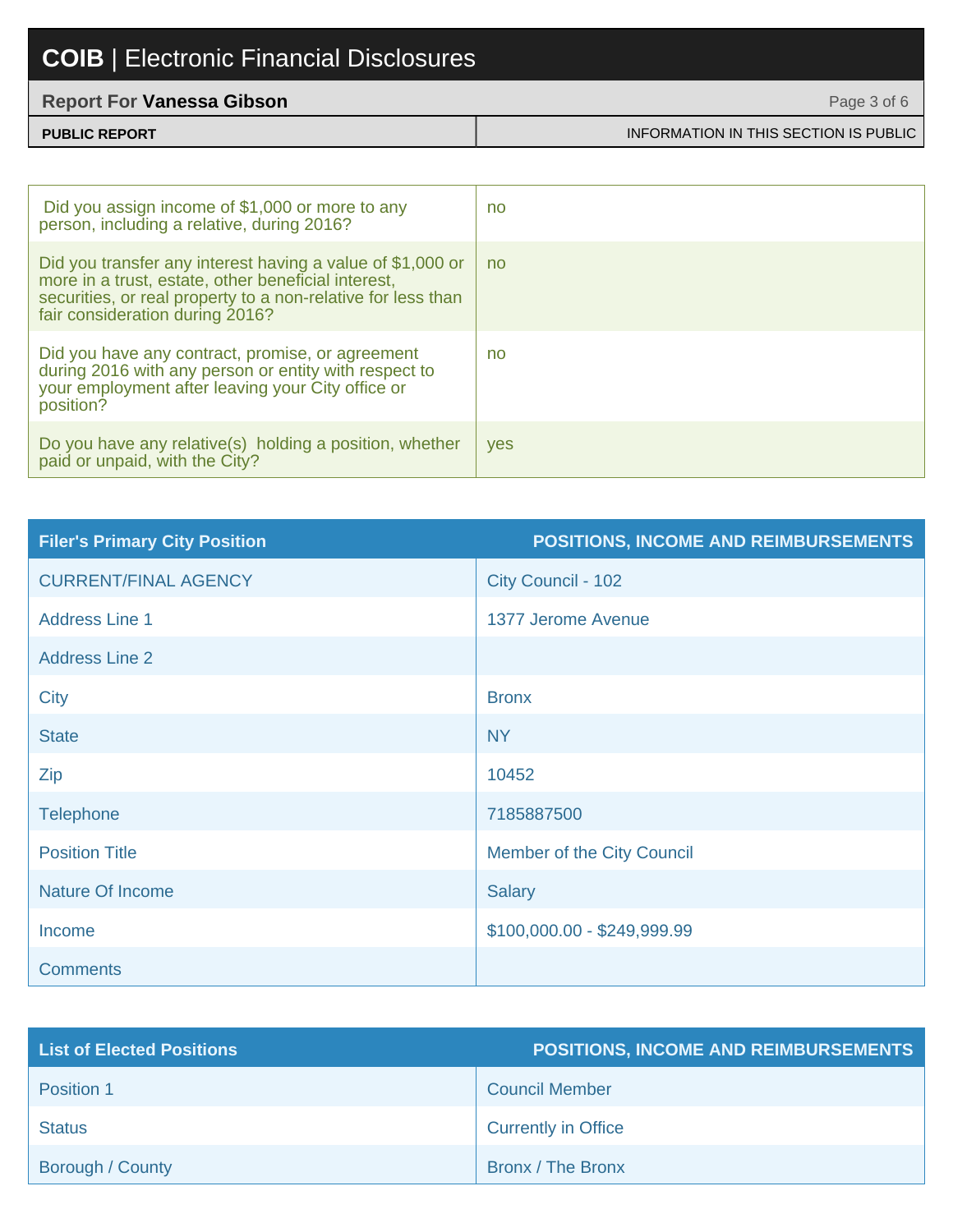| | |
|---|---|
| Did you assign income of $1,000 or more to any person, including a relative, during 2016? | no |
| Did you transfer any interest having a value of $1,000 or more in a trust, estate, other beneficial interest, securities, or real property to a non-relative for less than fair consideration during 2016? | no |
| Did you have any contract, promise, or agreement during 2016 with any person or entity with respect to your employment after leaving your City office or position? | no |
| Do you have any relative(s) holding a position, whether paid or unpaid, with the City? | yes |

| Filer's Primary City Position | POSITIONS, INCOME AND REIMBURSEMENTS |
|---|---|
| CURRENT/FINAL AGENCY | City Council - 102 |
| Address Line 1 | 1377 Jerome Avenue |
| Address Line 2 | |
| City | Bronx |
| State | NY |
| Zip | 10452 |
| Telephone | 7185887500 |
| Position Title | Member of the City Council |
| Nature Of Income | Salary |
| Income | $100,000.00 - $249,999.99 |
| Comments | |

| List of Elected Positions | POSITIONS, INCOME AND REIMBURSEMENTS |
|---|---|
| Position 1 | Council Member |
| Status | Currently in Office |
| Borough / County | Bronx / The Bronx |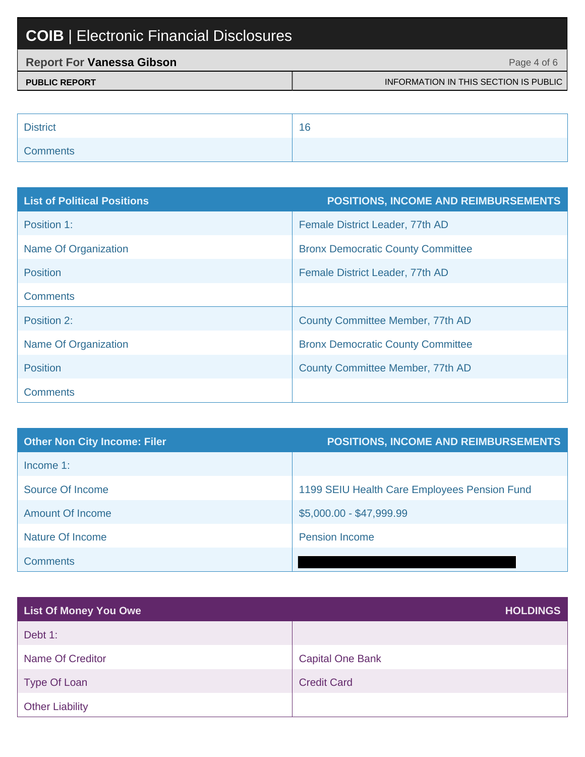| | |
|---|---|
| District | 16 |
| Comments | |

| List of Political Positions | POSITIONS, INCOME AND REIMBURSEMENTS |
|---|---|
| Position 1: | Female District Leader, 77th AD |
| Name Of Organization | Bronx Democratic County Committee |
| Position | Female District Leader, 77th AD |
| Comments | |
| Position 2: | County Committee Member, 77th AD |
| Name Of Organization | Bronx Democratic County Committee |
| Position | County Committee Member, 77th AD |
| Comments | |

| Other Non City Income: Filer | POSITIONS, INCOME AND REIMBURSEMENTS |
|---|---|
| Income 1: | |
| Source Of Income | 1199 SEIU Health Care Employees Pension Fund |
| Amount Of Income | $5,000.00 - $47,999.99 |
| Nature Of Income | Pension Income |
| Comments | [REDACTED] |

| List Of Money You Owe | HOLDINGS |
|---|---|
| Debt 1: | |
| Name Of Creditor | Capital One Bank |
| Type Of Loan | Credit Card |
| Other Liability | |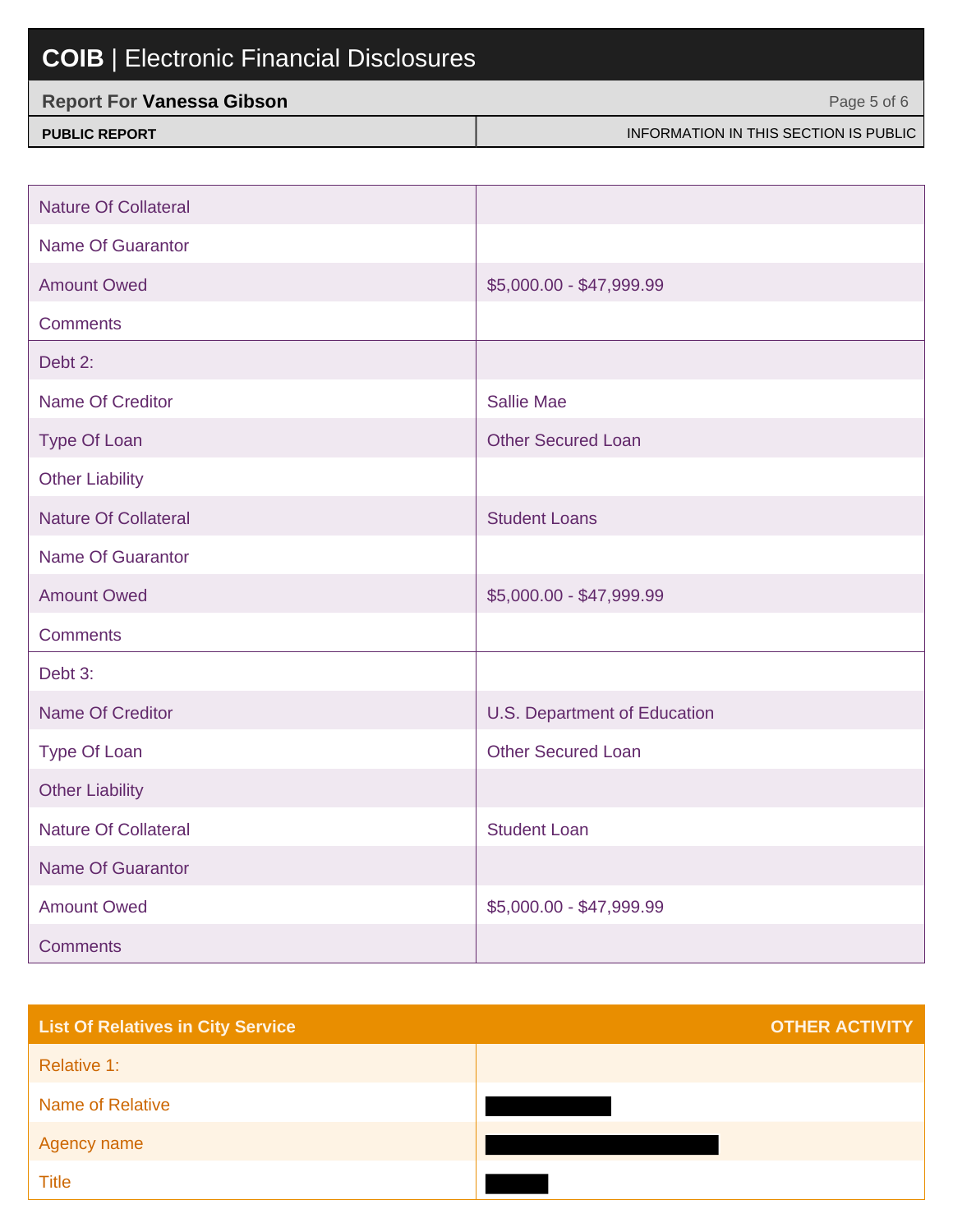| | |
|---|---|
| Nature Of Collateral | |
| Name Of Guarantor | |
| Amount Owed | $5,000.00 - $47,999.99 |
| Comments | |
| Debt 2: | |
| Name Of Creditor | Sallie Mae |
| Type Of Loan | Other Secured Loan |
| Other Liability | |
| Nature Of Collateral | Student Loans |
| Name Of Guarantor | |
| Amount Owed | $5,000.00 - $47,999.99 |
| Comments | |
| Debt 3: | |
| Name Of Creditor | U.S. Department of Education |
| Type Of Loan | Other Secured Loan |
| Other Liability | |
| Nature Of Collateral | Student Loan |
| Name Of Guarantor | |
| Amount Owed | $5,000.00 - $47,999.99 |
| Comments | |

## List Of Relatives in City Service — OTHER ACTIVITY

| | |
|---|---|
| Relative 1: | |
| Name of Relative | [REDACTED] |
| Agency name | [REDACTED] |
| Title | [REDACTED] |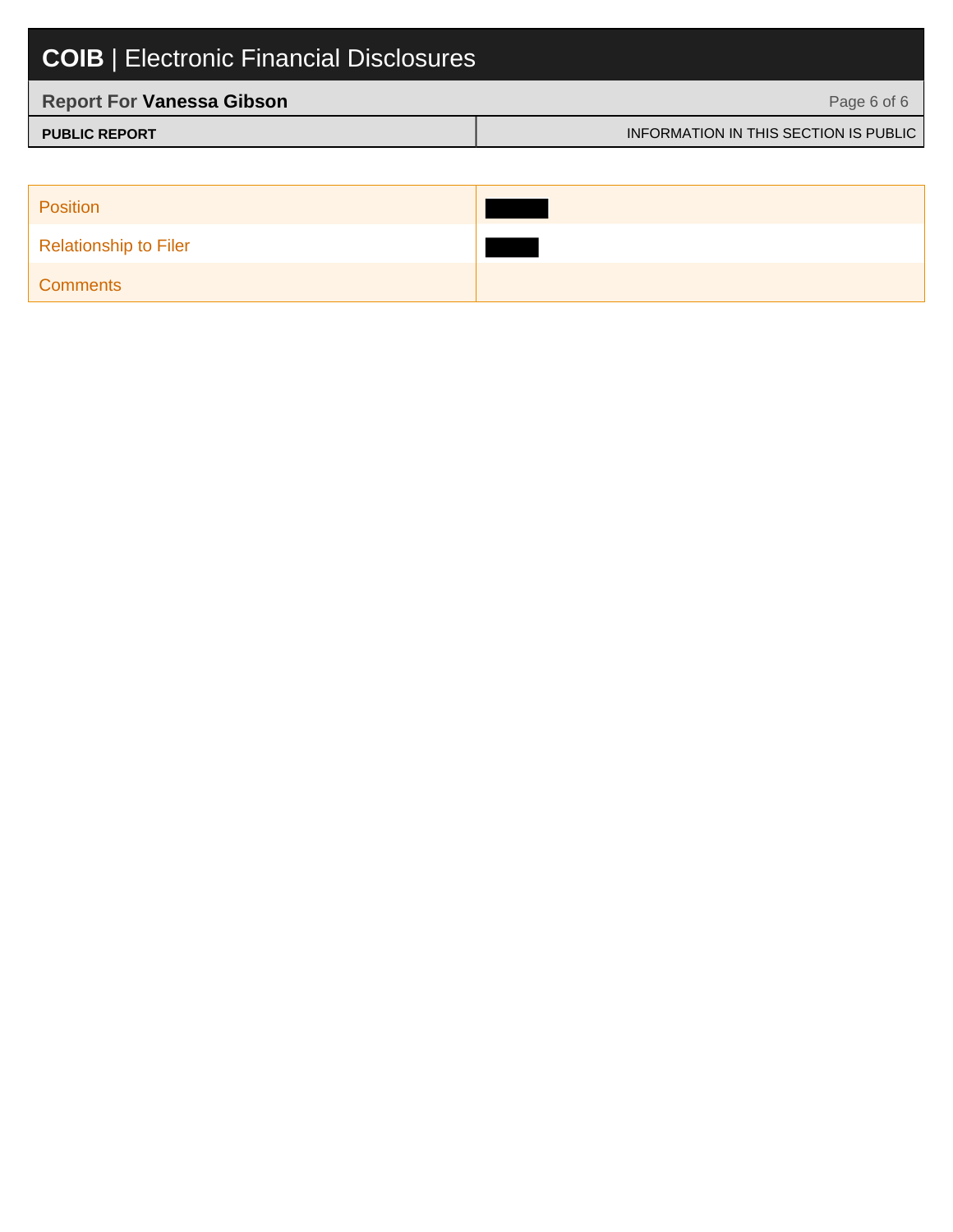| | |
|---|---|
| Position | ██████ |
| Relationship to Filer | █████ |
| Comments | |